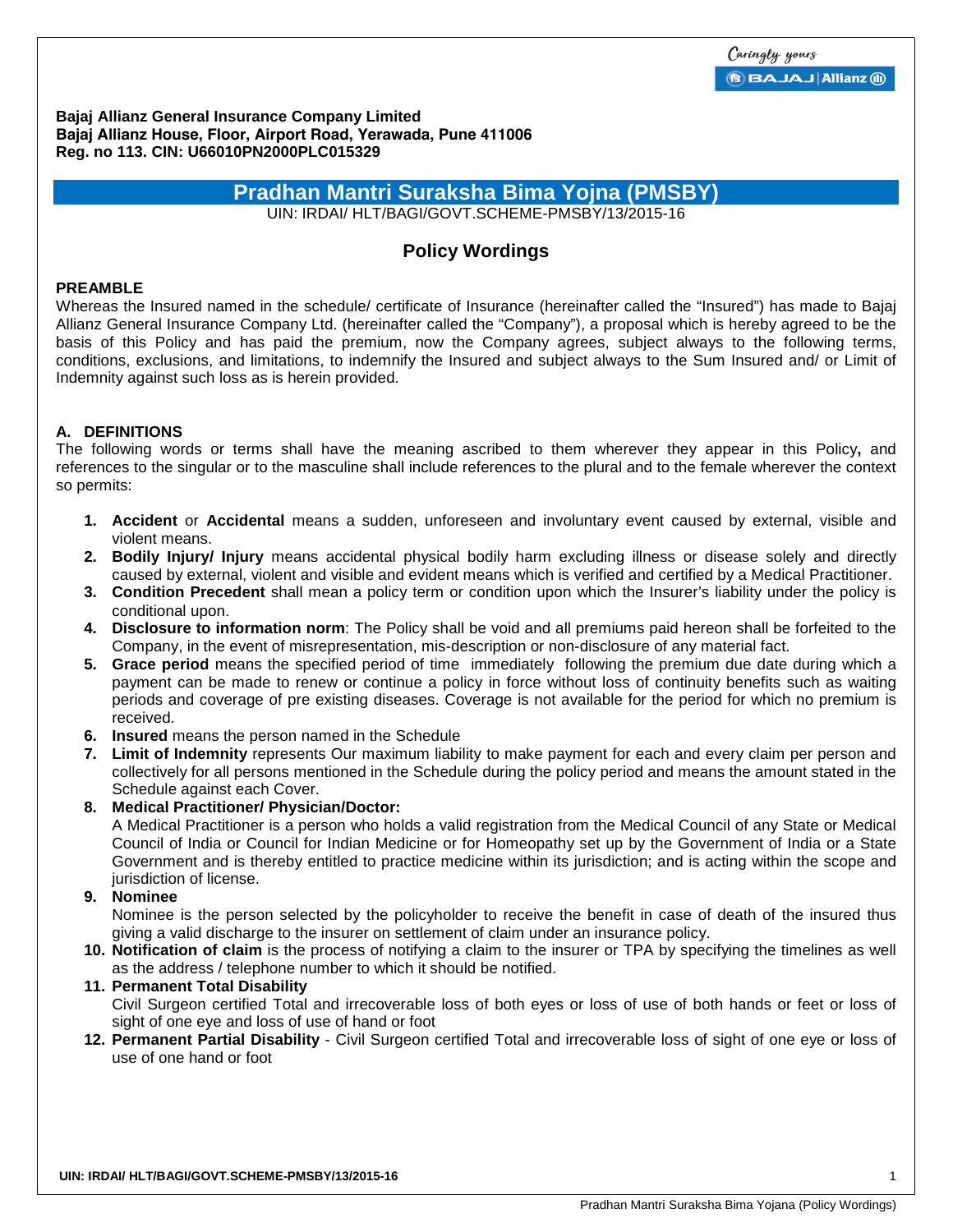**Bajaj Allianz General Insurance Company Limited**
**Bajaj Allianz House, Floor, Airport Road, Yerawada, Pune 411006**
**Reg. no 113. CIN: U66010PN2000PLC015329**

# Pradhan Mantri Suraksha Bima Yojna (PMSBY)

UIN: IRDAI/ HLT/BAGI/GOVT.SCHEME-PMSBY/13/2015-16

## Policy Wordings

### PREAMBLE

Whereas the Insured named in the schedule/ certificate of Insurance (hereinafter called the "Insured") has made to Bajaj Allianz General Insurance Company Ltd. (hereinafter called the "Company"), a proposal which is hereby agreed to be the basis of this Policy and has paid the premium, now the Company agrees, subject always to the following terms, conditions, exclusions, and limitations, to indemnify the Insured and subject always to the Sum Insured and/ or Limit of Indemnity against such loss as is herein provided.

### A. DEFINITIONS

The following words or terms shall have the meaning ascribed to them wherever they appear in this Policy**,** and references to the singular or to the masculine shall include references to the plural and to the female wherever the context so permits:

1. **Accident** or **Accidental** means a sudden, unforeseen and involuntary event caused by external, visible and violent means.
2. **Bodily Injury/ Injury** means accidental physical bodily harm excluding illness or disease solely and directly caused by external, violent and visible and evident means which is verified and certified by a Medical Practitioner.
3. **Condition Precedent** shall mean a policy term or condition upon which the Insurer's liability under the policy is conditional upon.
4. **Disclosure to information norm**: The Policy shall be void and all premiums paid hereon shall be forfeited to the Company, in the event of misrepresentation, mis-description or non-disclosure of any material fact.
5. **Grace period** means the specified period of time immediately following the premium due date during which a payment can be made to renew or continue a policy in force without loss of continuity benefits such as waiting periods and coverage of pre existing diseases. Coverage is not available for the period for which no premium is received.
6. **Insured** means the person named in the Schedule
7. **Limit of Indemnity** represents Our maximum liability to make payment for each and every claim per person and collectively for all persons mentioned in the Schedule during the policy period and means the amount stated in the Schedule against each Cover.
8. **Medical Practitioner/ Physician/Doctor:**
   A Medical Practitioner is a person who holds a valid registration from the Medical Council of any State or Medical Council of India or Council for Indian Medicine or for Homeopathy set up by the Government of India or a State Government and is thereby entitled to practice medicine within its jurisdiction; and is acting within the scope and jurisdiction of license.
9. **Nominee**
   Nominee is the person selected by the policyholder to receive the benefit in case of death of the insured thus giving a valid discharge to the insurer on settlement of claim under an insurance policy.
10. **Notification of claim** is the process of notifying a claim to the insurer or TPA by specifying the timelines as well as the address / telephone number to which it should be notified.
11. **Permanent Total Disability**
    Civil Surgeon certified Total and irrecoverable loss of both eyes or loss of use of both hands or feet or loss of sight of one eye and loss of use of hand or foot
12. **Permanent Partial Disability** - Civil Surgeon certified Total and irrecoverable loss of sight of one eye or loss of use of one hand or foot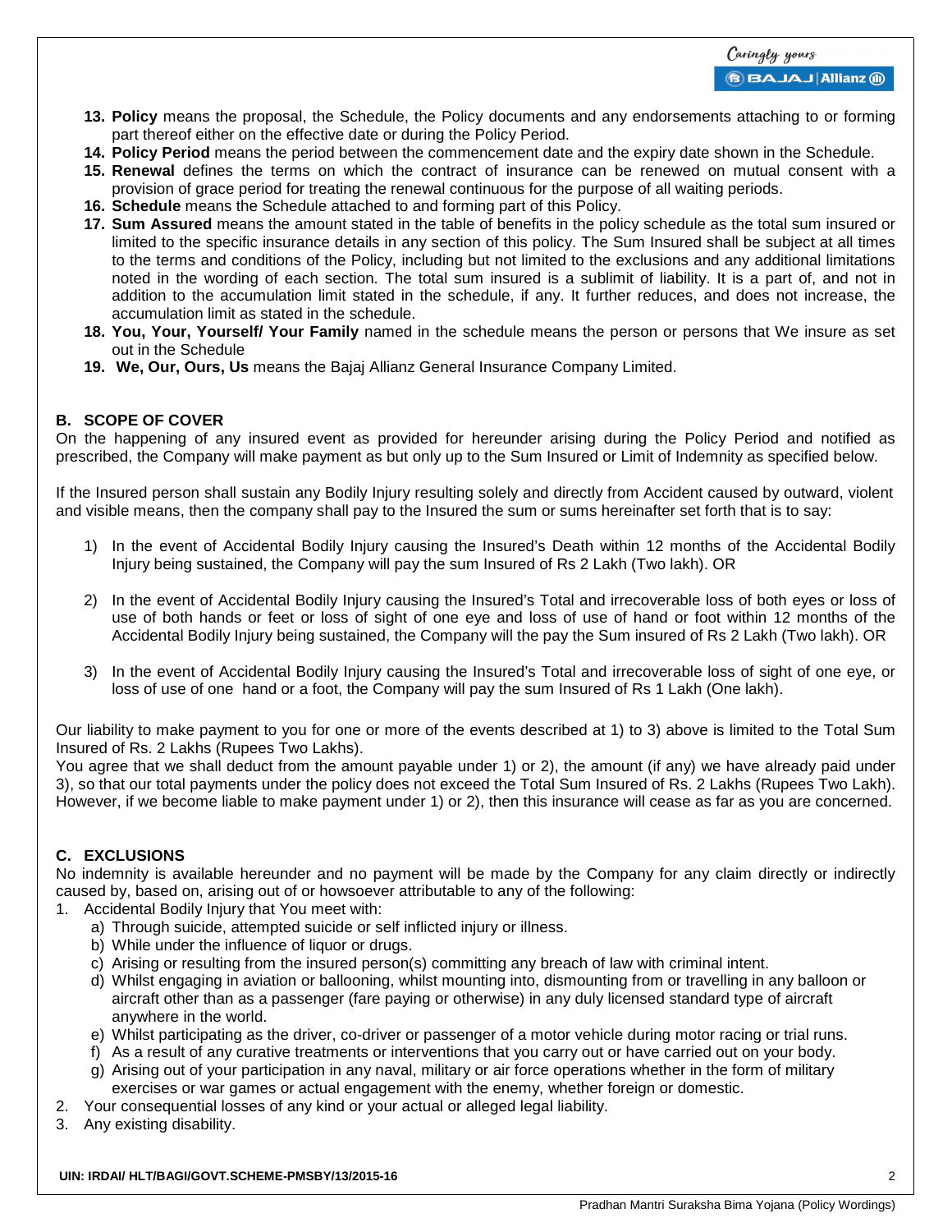13. **Policy** means the proposal, the Schedule, the Policy documents and any endorsements attaching to or forming part thereof either on the effective date or during the Policy Period.
14. **Policy Period** means the period between the commencement date and the expiry date shown in the Schedule.
15. **Renewal** defines the terms on which the contract of insurance can be renewed on mutual consent with a provision of grace period for treating the renewal continuous for the purpose of all waiting periods.
16. **Schedule** means the Schedule attached to and forming part of this Policy.
17. **Sum Assured** means the amount stated in the table of benefits in the policy schedule as the total sum insured or limited to the specific insurance details in any section of this policy. The Sum Insured shall be subject at all times to the terms and conditions of the Policy, including but not limited to the exclusions and any additional limitations noted in the wording of each section. The total sum insured is a sublimit of liability. It is a part of, and not in addition to the accumulation limit stated in the schedule, if any. It further reduces, and does not increase, the accumulation limit as stated in the schedule.
18. **You, Your, Yourself/ Your Family** named in the schedule means the person or persons that We insure as set out in the Schedule
19. **We, Our, Ours, Us** means the Bajaj Allianz General Insurance Company Limited.

## B. SCOPE OF COVER

On the happening of any insured event as provided for hereunder arising during the Policy Period and notified as prescribed, the Company will make payment as but only up to the Sum Insured or Limit of Indemnity as specified below.

If the Insured person shall sustain any Bodily Injury resulting solely and directly from Accident caused by outward, violent and visible means, then the company shall pay to the Insured the sum or sums hereinafter set forth that is to say:

1) In the event of Accidental Bodily Injury causing the Insured's Death within 12 months of the Accidental Bodily Injury being sustained, the Company will pay the sum Insured of Rs 2 Lakh (Two lakh). OR

2) In the event of Accidental Bodily Injury causing the Insured's Total and irrecoverable loss of both eyes or loss of use of both hands or feet or loss of sight of one eye and loss of use of hand or foot within 12 months of the Accidental Bodily Injury being sustained, the Company will the pay the Sum insured of Rs 2 Lakh (Two lakh). OR

3) In the event of Accidental Bodily Injury causing the Insured's Total and irrecoverable loss of sight of one eye, or loss of use of one hand or a foot, the Company will pay the sum Insured of Rs 1 Lakh (One lakh).

Our liability to make payment to you for one or more of the events described at 1) to 3) above is limited to the Total Sum Insured of Rs. 2 Lakhs (Rupees Two Lakhs).
You agree that we shall deduct from the amount payable under 1) or 2), the amount (if any) we have already paid under 3), so that our total payments under the policy does not exceed the Total Sum Insured of Rs. 2 Lakhs (Rupees Two Lakh). However, if we become liable to make payment under 1) or 2), then this insurance will cease as far as you are concerned.

## C. EXCLUSIONS

No indemnity is available hereunder and no payment will be made by the Company for any claim directly or indirectly caused by, based on, arising out of or howsoever attributable to any of the following:

1. Accidental Bodily Injury that You meet with:
   a) Through suicide, attempted suicide or self inflicted injury or illness.
   b) While under the influence of liquor or drugs.
   c) Arising or resulting from the insured person(s) committing any breach of law with criminal intent.
   d) Whilst engaging in aviation or ballooning, whilst mounting into, dismounting from or travelling in any balloon or aircraft other than as a passenger (fare paying or otherwise) in any duly licensed standard type of aircraft anywhere in the world.
   e) Whilst participating as the driver, co-driver or passenger of a motor vehicle during motor racing or trial runs.
   f) As a result of any curative treatments or interventions that you carry out or have carried out on your body.
   g) Arising out of your participation in any naval, military or air force operations whether in the form of military exercises or war games or actual engagement with the enemy, whether foreign or domestic.
2. Your consequential losses of any kind or your actual or alleged legal liability.
3. Any existing disability.

UIN: IRDAI/ HLT/BAGI/GOVT.SCHEME-PMSBY/13/2015-16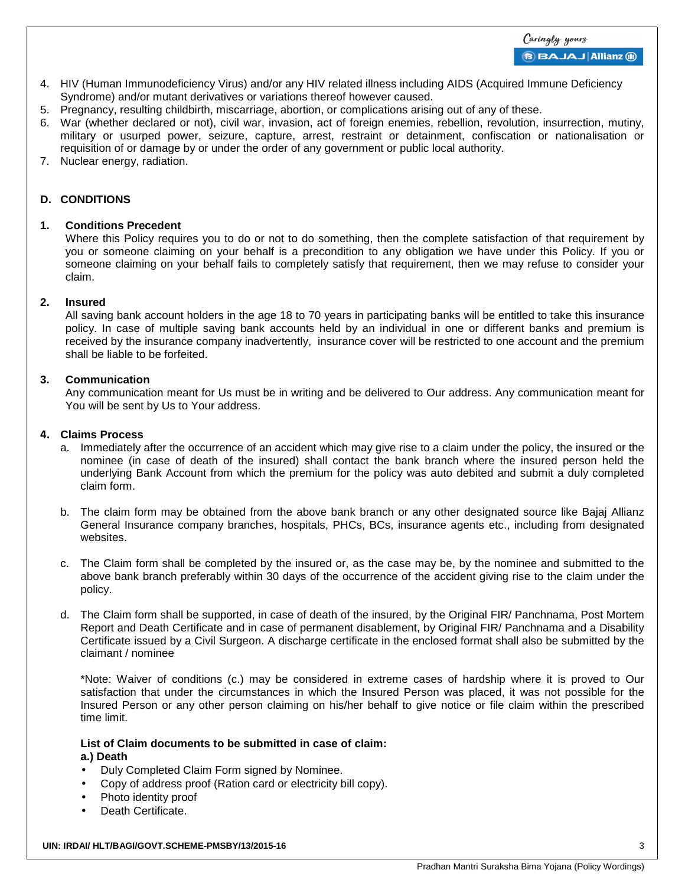4. HIV (Human Immunodeficiency Virus) and/or any HIV related illness including AIDS (Acquired Immune Deficiency Syndrome) and/or mutant derivatives or variations thereof however caused.
5. Pregnancy, resulting childbirth, miscarriage, abortion, or complications arising out of any of these.
6. War (whether declared or not), civil war, invasion, act of foreign enemies, rebellion, revolution, insurrection, mutiny, military or usurped power, seizure, capture, arrest, restraint or detainment, confiscation or nationalisation or requisition of or damage by or under the order of any government or public local authority.
7. Nuclear energy, radiation.

## D. CONDITIONS

### 1. Conditions Precedent

Where this Policy requires you to do or not to do something, then the complete satisfaction of that requirement by you or someone claiming on your behalf is a precondition to any obligation we have under this Policy. If you or someone claiming on your behalf fails to completely satisfy that requirement, then we may refuse to consider your claim.

### 2. Insured

All saving bank account holders in the age 18 to 70 years in participating banks will be entitled to take this insurance policy. In case of multiple saving bank accounts held by an individual in one or different banks and premium is received by the insurance company inadvertently, insurance cover will be restricted to one account and the premium shall be liable to be forfeited.

### 3. Communication

Any communication meant for Us must be in writing and be delivered to Our address. Any communication meant for You will be sent by Us to Your address.

### 4. Claims Process

a. Immediately after the occurrence of an accident which may give rise to a claim under the policy, the insured or the nominee (in case of death of the insured) shall contact the bank branch where the insured person held the underlying Bank Account from which the premium for the policy was auto debited and submit a duly completed claim form.

b. The claim form may be obtained from the above bank branch or any other designated source like Bajaj Allianz General Insurance company branches, hospitals, PHCs, BCs, insurance agents etc., including from designated websites.

c. The Claim form shall be completed by the insured or, as the case may be, by the nominee and submitted to the above bank branch preferably within 30 days of the occurrence of the accident giving rise to the claim under the policy.

d. The Claim form shall be supported, in case of death of the insured, by the Original FIR/ Panchnama, Post Mortem Report and Death Certificate and in case of permanent disablement, by Original FIR/ Panchnama and a Disability Certificate issued by a Civil Surgeon. A discharge certificate in the enclosed format shall also be submitted by the claimant / nominee

*Note: Waiver of conditions (c.) may be considered in extreme cases of hardship where it is proved to Our satisfaction that under the circumstances in which the Insured Person was placed, it was not possible for the Insured Person or any other person claiming on his/her behalf to give notice or file claim within the prescribed time limit.

**List of Claim documents to be submitted in case of claim:**

**a.) Death**

- Duly Completed Claim Form signed by Nominee.
- Copy of address proof (Ration card or electricity bill copy).
- Photo identity proof
- Death Certificate.

UIN: IRDAI/ HLT/BAGI/GOVT.SCHEME-PMSBY/13/2015-16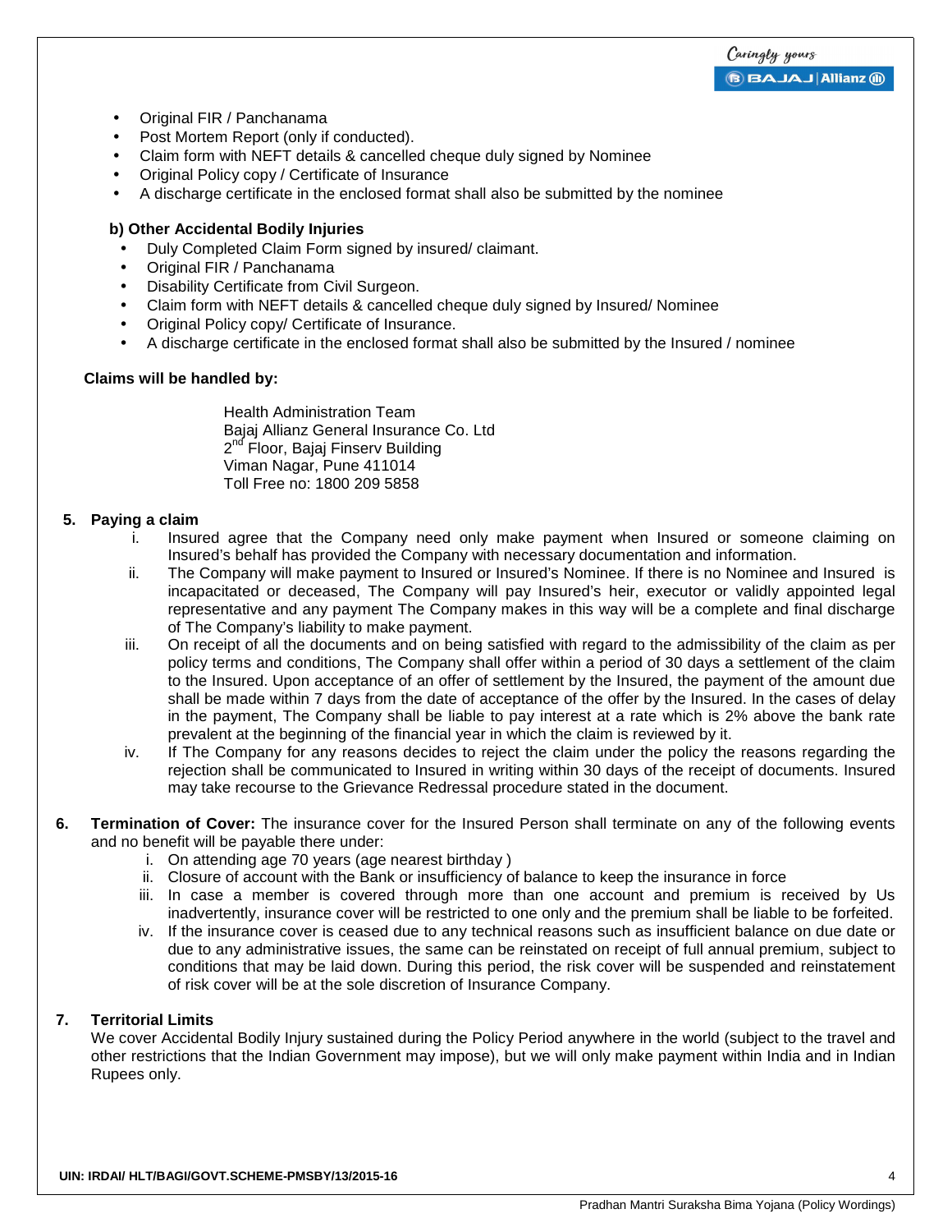- Original FIR / Panchanama
- Post Mortem Report (only if conducted).
- Claim form with NEFT details & cancelled cheque duly signed by Nominee
- Original Policy copy / Certificate of Insurance
- A discharge certificate in the enclosed format shall also be submitted by the nominee

**b) Other Accidental Bodily Injuries**

- Duly Completed Claim Form signed by insured/ claimant.
- Original FIR / Panchanama
- Disability Certificate from Civil Surgeon.
- Claim form with NEFT details & cancelled cheque duly signed by Insured/ Nominee
- Original Policy copy/ Certificate of Insurance.
- A discharge certificate in the enclosed format shall also be submitted by the Insured / nominee

**Claims will be handled by:**

Health Administration Team
Bajaj Allianz General Insurance Co. Ltd
2nd Floor, Bajaj Finserv Building
Viman Nagar, Pune 411014
Toll Free no: 1800 209 5858

**5. Paying a claim**

i. Insured agree that the Company need only make payment when Insured or someone claiming on Insured's behalf has provided the Company with necessary documentation and information.

ii. The Company will make payment to Insured or Insured's Nominee. If there is no Nominee and Insured is incapacitated or deceased, The Company will pay Insured's heir, executor or validly appointed legal representative and any payment The Company makes in this way will be a complete and final discharge of The Company's liability to make payment.

iii. On receipt of all the documents and on being satisfied with regard to the admissibility of the claim as per policy terms and conditions, The Company shall offer within a period of 30 days a settlement of the claim to the Insured. Upon acceptance of an offer of settlement by the Insured, the payment of the amount due shall be made within 7 days from the date of acceptance of the offer by the Insured. In the cases of delay in the payment, The Company shall be liable to pay interest at a rate which is 2% above the bank rate prevalent at the beginning of the financial year in which the claim is reviewed by it.

iv. If The Company for any reasons decides to reject the claim under the policy the reasons regarding the rejection shall be communicated to Insured in writing within 30 days of the receipt of documents. Insured may take recourse to the Grievance Redressal procedure stated in the document.

**6. Termination of Cover:** The insurance cover for the Insured Person shall terminate on any of the following events and no benefit will be payable there under:

i. On attending age 70 years (age nearest birthday )

ii. Closure of account with the Bank or insufficiency of balance to keep the insurance in force

iii. In case a member is covered through more than one account and premium is received by Us inadvertently, insurance cover will be restricted to one only and the premium shall be liable to be forfeited.

iv. If the insurance cover is ceased due to any technical reasons such as insufficient balance on due date or due to any administrative issues, the same can be reinstated on receipt of full annual premium, subject to conditions that may be laid down. During this period, the risk cover will be suspended and reinstatement of risk cover will be at the sole discretion of Insurance Company.

**7. Territorial Limits**

We cover Accidental Bodily Injury sustained during the Policy Period anywhere in the world (subject to the travel and other restrictions that the Indian Government may impose), but we will only make payment within India and in Indian Rupees only.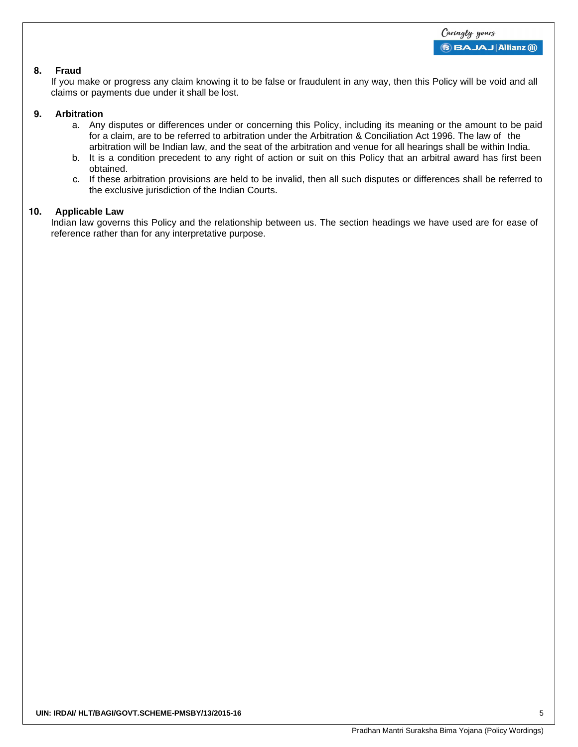**8. Fraud**

If you make or progress any claim knowing it to be false or fraudulent in any way, then this Policy will be void and all claims or payments due under it shall be lost.

**9. Arbitration**

a. Any disputes or differences under or concerning this Policy, including its meaning or the amount to be paid for a claim, are to be referred to arbitration under the Arbitration & Conciliation Act 1996. The law of the arbitration will be Indian law, and the seat of the arbitration and venue for all hearings shall be within India.

b. It is a condition precedent to any right of action or suit on this Policy that an arbitral award has first been obtained.

c. If these arbitration provisions are held to be invalid, then all such disputes or differences shall be referred to the exclusive jurisdiction of the Indian Courts.

**10. Applicable Law**

Indian law governs this Policy and the relationship between us. The section headings we have used are for ease of reference rather than for any interpretative purpose.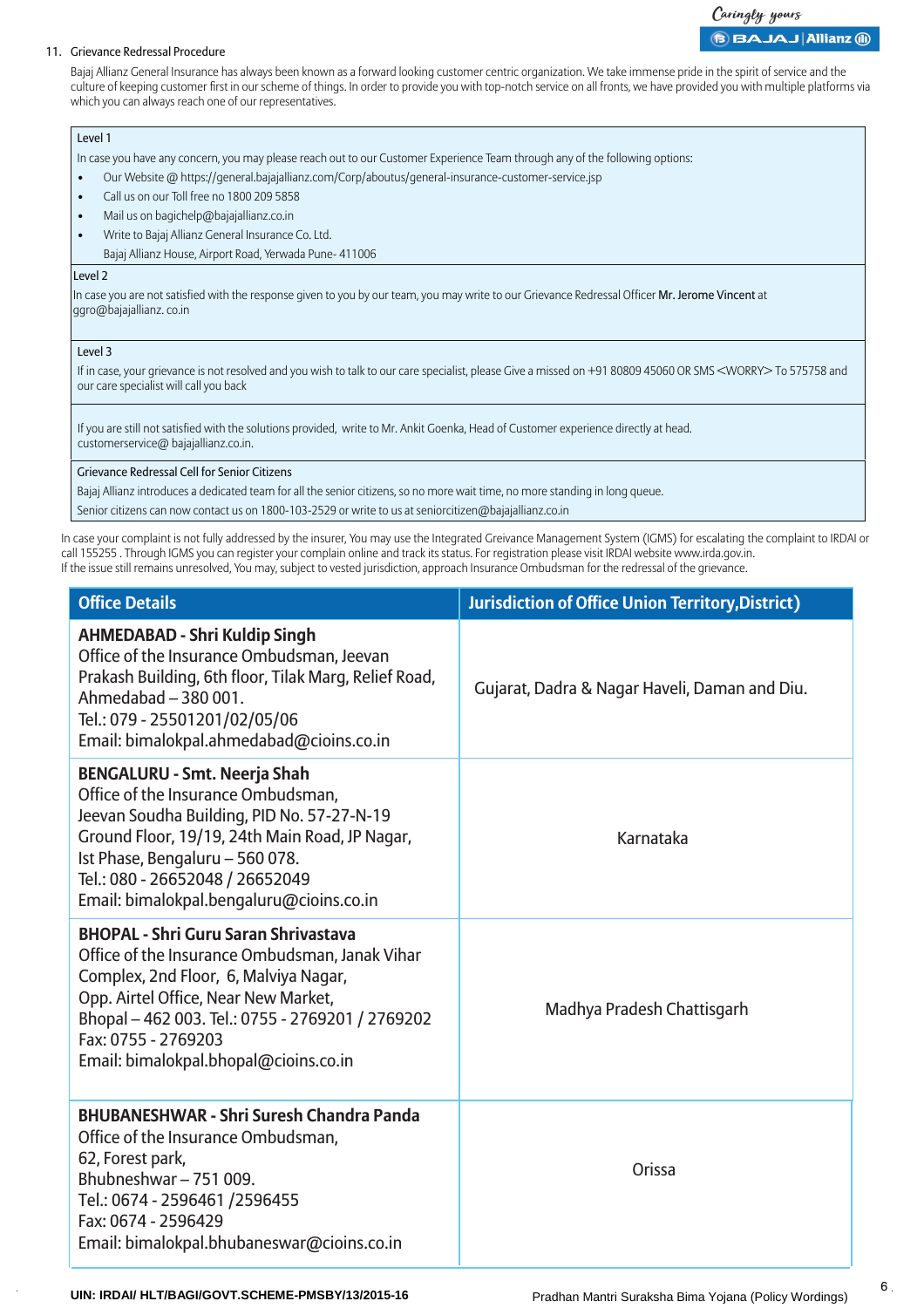11. Grievance Redressal Procedure

Bajaj Allianz General Insurance has always been known as a forward looking customer centric organization. We take immense pride in the spirit of service and the culture of keeping customer first in our scheme of things. In order to provide you with top-notch service on all fronts, we have provided you with multiple platforms via which you can always reach one of our representatives.

**Level 1**

In case you have any concern, you may please reach out to our Customer Experience Team through any of the following options:

- Our Website @ https://general.bajajallianz.com/Corp/aboutus/general-insurance-customer-service.jsp
- Call us on our Toll free no 1800 209 5858
- Mail us on bagichelp@bajajallianz.co.in
- Write to Bajaj Allianz General Insurance Co. Ltd.
  Bajaj Allianz House, Airport Road, Yerwada Pune- 411006

**Level 2**

In case you are not satisfied with the response given to you by our team, you may write to our Grievance Redressal Officer **Mr. Jerome Vincent** at ggro@bajajallianz. co.in

**Level 3**

If in case, your grievance is not resolved and you wish to talk to our care specialist, please Give a missed on +91 80809 45060 OR SMS <WORRY> To 575758 and our care specialist will call you back

If you are still not satisfied with the solutions provided, write to Mr. Ankit Goenka, Head of Customer experience directly at head. customerservice@ bajajallianz.co.in.

**Grievance Redressal Cell for Senior Citizens**

Bajaj Allianz introduces a dedicated team for all the senior citizens, so no more wait time, no more standing in long queue.

Senior citizens can now contact us on 1800-103-2529 or write to us at seniorcitizen@bajajallianz.co.in

In case your complaint is not fully addressed by the insurer, You may use the Integrated Greivance Management System (IGMS) for escalating the complaint to IRDAI or call 155255 . Through IGMS you can register your complain online and track its status. For registration please visit IRDAI website www.irda.gov.in.
If the issue still remains unresolved, You may, subject to vested jurisdiction, approach Insurance Ombudsman for the redressal of the grievance.

| Office Details | Jurisdiction of Office Union Territory,District) |
|---|---|
| **AHMEDABAD - Shri Kuldip Singh**<br>Office of the Insurance Ombudsman, Jeevan Prakash Building, 6th floor, Tilak Marg, Relief Road, Ahmedabad – 380 001.<br>Tel.: 079 - 25501201/02/05/06<br>Email: bimalokpal.ahmedabad@cioins.co.in | Gujarat, Dadra & Nagar Haveli, Daman and Diu. |
| **BENGALURU - Smt. Neerja Shah**<br>Office of the Insurance Ombudsman, Jeevan Soudha Building, PID No. 57-27-N-19 Ground Floor, 19/19, 24th Main Road, JP Nagar, Ist Phase, Bengaluru – 560 078.<br>Tel.: 080 - 26652048 / 26652049<br>Email: bimalokpal.bengaluru@cioins.co.in | Karnataka |
| **BHOPAL - Shri Guru Saran Shrivastava**<br>Office of the Insurance Ombudsman, Janak Vihar Complex, 2nd Floor, 6, Malviya Nagar, Opp. Airtel Office, Near New Market, Bhopal – 462 003. Tel.: 0755 - 2769201 / 2769202<br>Fax: 0755 - 2769203<br>Email: bimalokpal.bhopal@cioins.co.in | Madhya Pradesh Chattisgarh |
| **BHUBANESHWAR - Shri Suresh Chandra Panda**<br>Office of the Insurance Ombudsman, 62, Forest park, Bhubneshwar – 751 009.<br>Tel.: 0674 - 2596461 /2596455<br>Fax: 0674 - 2596429<br>Email: bimalokpal.bhubaneswar@cioins.co.in | Orissa |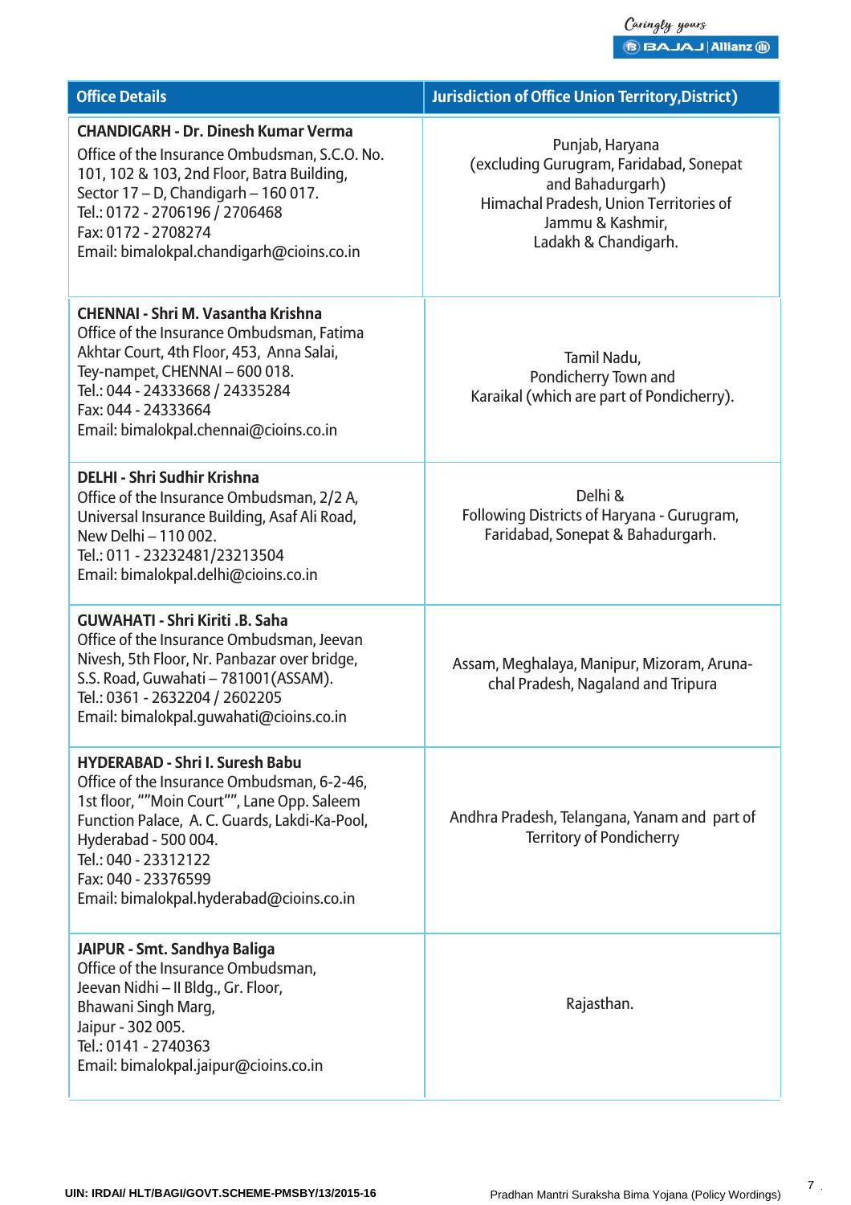| Office Details | Jurisdiction of Office Union Territory,District) |
|---|---|
| **CHANDIGARH - Dr. Dinesh Kumar Verma**<br>Office of the Insurance Ombudsman, S.C.O. No. 101, 102 & 103, 2nd Floor, Batra Building, Sector 17 – D, Chandigarh – 160 017.<br>Tel.: 0172 - 2706196 / 2706468<br>Fax: 0172 - 2708274<br>Email: bimalokpal.chandigarh@cioins.co.in | Punjab, Haryana (excluding Gurugram, Faridabad, Sonepat and Bahadurgarh) Himachal Pradesh, Union Territories of Jammu & Kashmir, Ladakh & Chandigarh. |
| **CHENNAI - Shri M. Vasantha Krishna**<br>Office of the Insurance Ombudsman, Fatima Akhtar Court, 4th Floor, 453, Anna Salai, Tey-nampet, CHENNAI – 600 018.<br>Tel.: 044 - 24333668 / 24335284<br>Fax: 044 - 24333664<br>Email: bimalokpal.chennai@cioins.co.in | Tamil Nadu, Pondicherry Town and Karaikal (which are part of Pondicherry). |
| **DELHI - Shri Sudhir Krishna**<br>Office of the Insurance Ombudsman, 2/2 A, Universal Insurance Building, Asaf Ali Road, New Delhi – 110 002.<br>Tel.: 011 - 23232481/23213504<br>Email: bimalokpal.delhi@cioins.co.in | Delhi & Following Districts of Haryana - Gurugram, Faridabad, Sonepat & Bahadurgarh. |
| **GUWAHATI - Shri Kiriti .B. Saha**<br>Office of the Insurance Ombudsman, Jeevan Nivesh, 5th Floor, Nr. Panbazar over bridge, S.S. Road, Guwahati – 781001(ASSAM).<br>Tel.: 0361 - 2632204 / 2602205<br>Email: bimalokpal.guwahati@cioins.co.in | Assam, Meghalaya, Manipur, Mizoram, Aruna-chal Pradesh, Nagaland and Tripura |
| **HYDERABAD - Shri I. Suresh Babu**<br>Office of the Insurance Ombudsman, 6-2-46, 1st floor, ""Moin Court"", Lane Opp. Saleem Function Palace, A. C. Guards, Lakdi-Ka-Pool, Hyderabad - 500 004.<br>Tel.: 040 - 23312122<br>Fax: 040 - 23376599<br>Email: bimalokpal.hyderabad@cioins.co.in | Andhra Pradesh, Telangana, Yanam and part of Territory of Pondicherry |
| **JAIPUR - Smt. Sandhya Baliga**<br>Office of the Insurance Ombudsman, Jeevan Nidhi – II Bldg., Gr. Floor, Bhawani Singh Marg, Jaipur - 302 005.<br>Tel.: 0141 - 2740363<br>Email: bimalokpal.jaipur@cioins.co.in | Rajasthan. |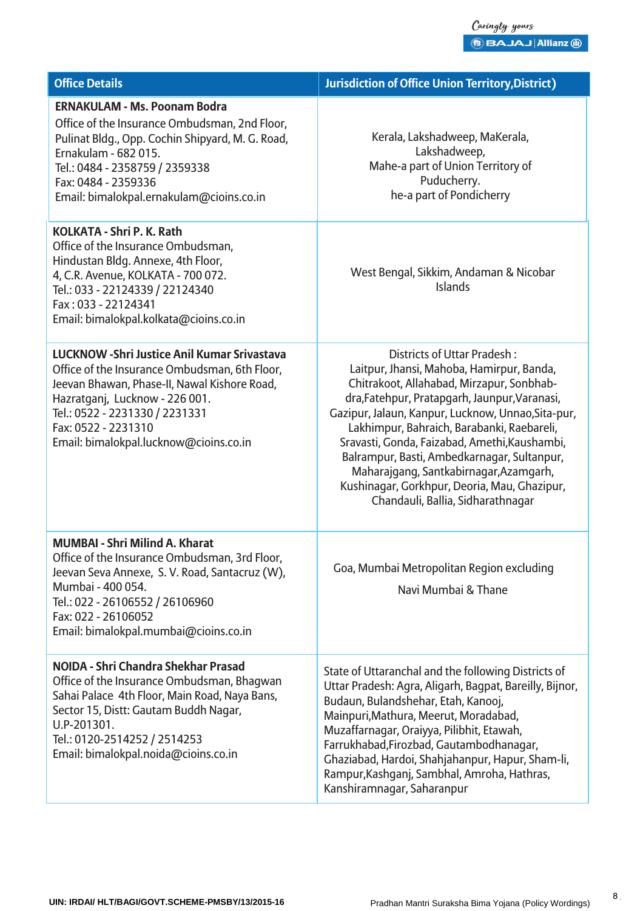| Office Details | Jurisdiction of Office Union Territory,District) |
|---|---|
| **ERNAKULAM - Ms. Poonam Bodra**<br>Office of the Insurance Ombudsman, 2nd Floor, Pulinat Bldg., Opp. Cochin Shipyard, M. G. Road, Ernakulam - 682 015.<br>Tel.: 0484 - 2358759 / 2359338<br>Fax: 0484 - 2359336<br>Email: bimalokpal.ernakulam@cioins.co.in | Kerala, Lakshadweep, MaKerala, Lakshadweep,<br>Mahe-a part of Union Territory of Puducherry.<br>he-a part of Pondicherry |
| **KOLKATA - Shri P. K. Rath**<br>Office of the Insurance Ombudsman, Hindustan Bldg. Annexe, 4th Floor, 4, C.R. Avenue, KOLKATA - 700 072.<br>Tel.: 033 - 22124339 / 22124340<br>Fax : 033 - 22124341<br>Email: bimalokpal.kolkata@cioins.co.in | West Bengal, Sikkim, Andaman & Nicobar Islands |
| **LUCKNOW -Shri Justice Anil Kumar Srivastava**<br>Office of the Insurance Ombudsman, 6th Floor, Jeevan Bhawan, Phase-II, Nawal Kishore Road, Hazratganj, Lucknow - 226 001.<br>Tel.: 0522 - 2231330 / 2231331<br>Fax: 0522 - 2231310<br>Email: bimalokpal.lucknow@cioins.co.in | Districts of Uttar Pradesh :<br>Laitpur, Jhansi, Mahoba, Hamirpur, Banda, Chitrakoot, Allahabad, Mirzapur, Sonbhab-dra,Fatehpur, Pratapgarh, Jaunpur,Varanasi, Gazipur, Jalaun, Kanpur, Lucknow, Unnao,Sita-pur, Lakhimpur, Bahraich, Barabanki, Raebareli, Sravasti, Gonda, Faizabad, Amethi,Kaushambi, Balrampur, Basti, Ambedkarnagar, Sultanpur, Maharajgang, Santkabirnagar,Azamgarh, Kushinagar, Gorkhpur, Deoria, Mau, Ghazipur, Chandauli, Ballia, Sidharathnagar |
| **MUMBAI - Shri Milind A. Kharat**<br>Office of the Insurance Ombudsman, 3rd Floor, Jeevan Seva Annexe, S. V. Road, Santacruz (W), Mumbai - 400 054.<br>Tel.: 022 - 26106552 / 26106960<br>Fax: 022 - 26106052<br>Email: bimalokpal.mumbai@cioins.co.in | Goa, Mumbai Metropolitan Region excluding<br>Navi Mumbai & Thane |
| **NOIDA - Shri Chandra Shekhar Prasad**<br>Office of the Insurance Ombudsman, Bhagwan Sahai Palace 4th Floor, Main Road, Naya Bans, Sector 15, Distt: Gautam Buddh Nagar, U.P-201301.<br>Tel.: 0120-2514252 / 2514253<br>Email: bimalokpal.noida@cioins.co.in | State of Uttaranchal and the following Districts of Uttar Pradesh: Agra, Aligarh, Bagpat, Bareilly, Bijnor, Budaun, Bulandshehar, Etah, Kanooj, Mainpuri,Mathura, Meerut, Moradabad, Muzaffarnagar, Oraiyya, Pilibhit, Etawah, Farrukhabad,Firozbad, Gautambodhanagar, Ghaziabad, Hardoi, Shahjahanpur, Hapur, Sham-li, Rampur,Kashganj, Sambhal, Amroha, Hathras, Kanshiramnagar, Saharanpur |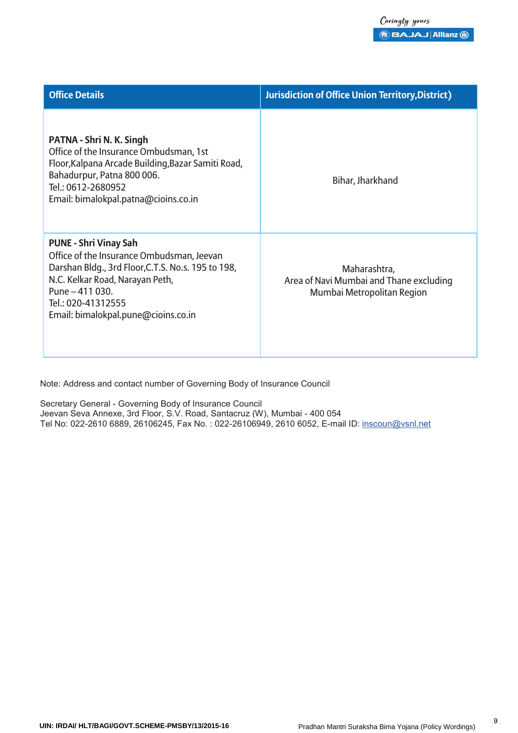| Office Details | Jurisdiction of Office Union Territory,District) |
|---|---|
| **PATNA - Shri N. K. Singh**<br>Office of the Insurance Ombudsman, 1st Floor,Kalpana Arcade Building,Bazar Samiti Road, Bahadurpur, Patna 800 006.<br>Tel.: 0612-2680952<br>Email: bimalokpal.patna@cioins.co.in | Bihar, Jharkhand |
| **PUNE - Shri Vinay Sah**<br>Office of the Insurance Ombudsman, Jeevan Darshan Bldg., 3rd Floor,C.T.S. No.s. 195 to 198, N.C. Kelkar Road, Narayan Peth, Pune – 411 030.<br>Tel.: 020-41312555<br>Email: bimalokpal.pune@cioins.co.in | Maharashtra,<br>Area of Navi Mumbai and Thane excluding Mumbai Metropolitan Region |

Note: Address and contact number of Governing Body of Insurance Council

Secretary General - Governing Body of Insurance Council
Jeevan Seva Annexe, 3rd Floor, S.V. Road, Santacruz (W), Mumbai - 400 054
Tel No: 022-2610 6889, 26106245, Fax No. : 022-26106949, 2610 6052, E-mail ID: inscoun@vsnl.net